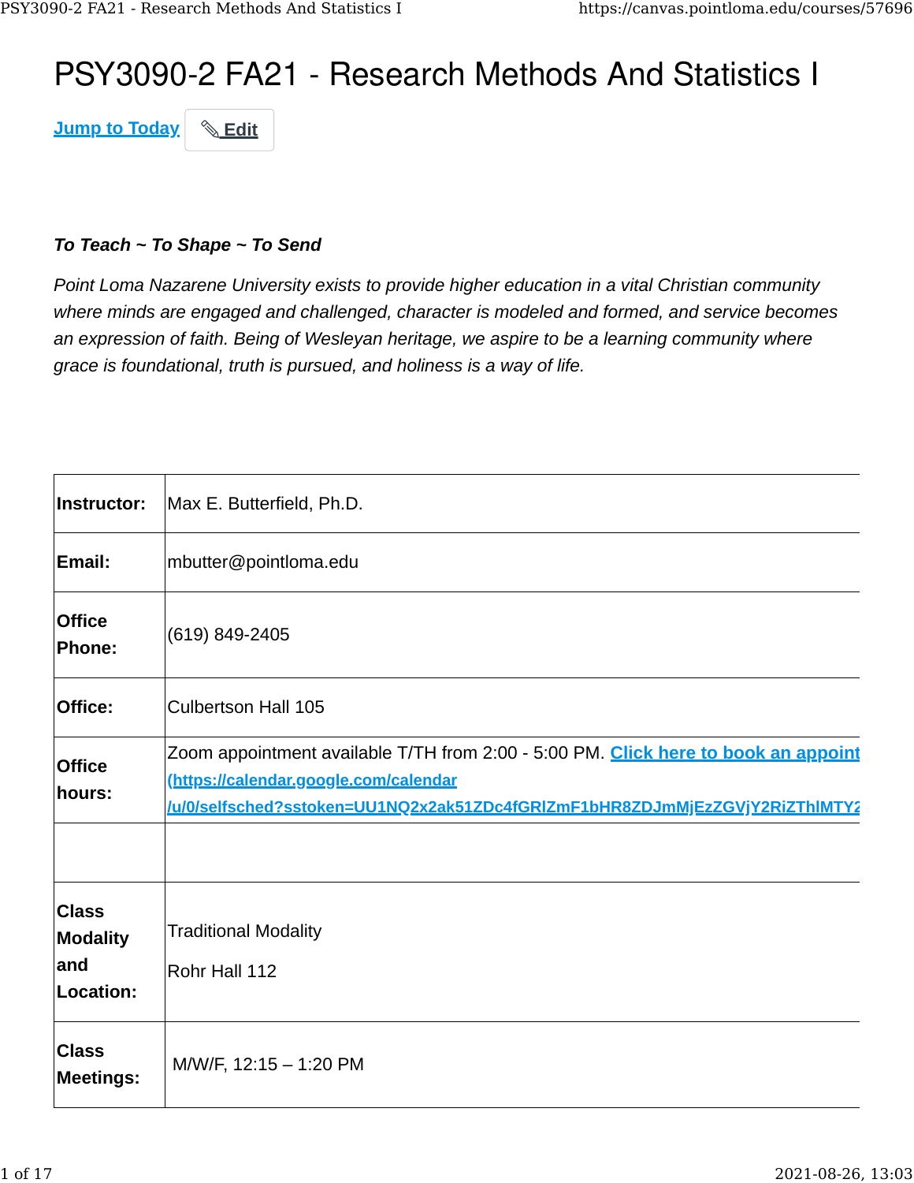# PSY3090-2 FA21 - Research Methods And Statistics I

Jump to Today Edit

***To Teach ~ To Shape ~ To Send***

*Point Loma Nazarene University exists to provide higher education in a vital Christian community where minds are engaged and challenged, character is modeled and formed, and service becomes an expression of faith. Being of Wesleyan heritage, we aspire to be a learning community where grace is foundational, truth is pursued, and holiness is a way of life.*

| | |
|---|---|
| **Instructor:** | Max E. Butterfield, Ph.D. |
| **Email:** | mbutter@pointloma.edu |
| **Office Phone:** | (619) 849-2405 |
| **Office:** | Culbertson Hall 105 |
| **Office hours:** | Zoom appointment available T/TH from 2:00 - 5:00 PM. Click here to book an appoint (https://calendar.google.com/calendar/u/0/selfsched?sstoken=UU1NQ2x2ak51ZDc4fGRlZmF1bHR8ZDJmMjEzZGVjY2RiZThlMTY2 |
| | |
| **Class Modality and Location:** | Traditional Modality<br>Rohr Hall 112 |
| **Class Meetings:** | M/W/F, 12:15 – 1:20 PM |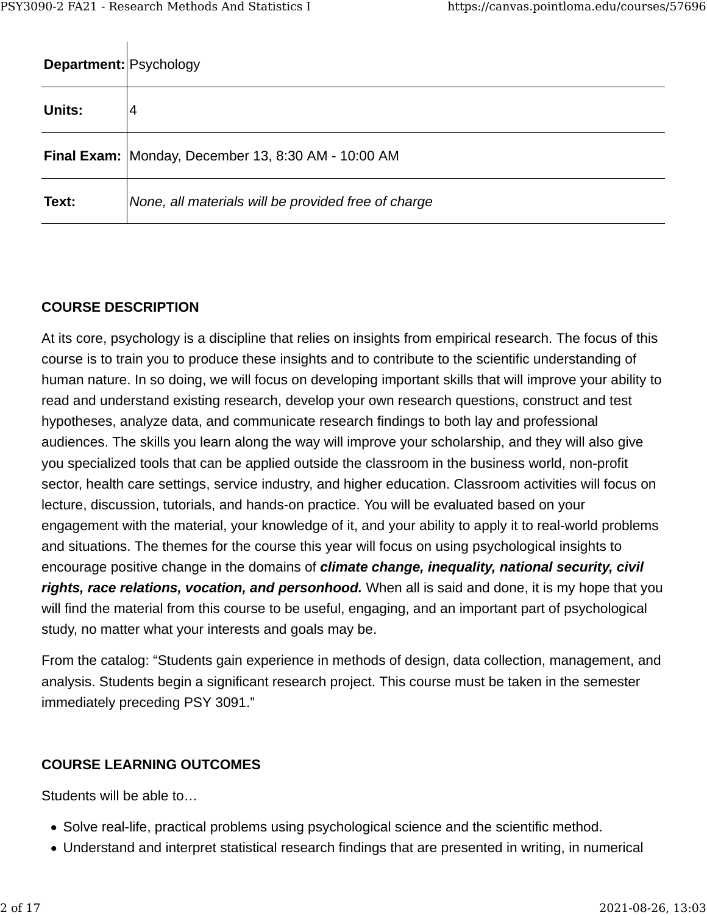| | |
|---|---|
| **Department:** | Psychology |
| **Units:** | 4 |
| **Final Exam:** | Monday, December 13, 8:30 AM - 10:00 AM |
| **Text:** | *None, all materials will be provided free of charge* |

## COURSE DESCRIPTION

At its core, psychology is a discipline that relies on insights from empirical research. The focus of this course is to train you to produce these insights and to contribute to the scientific understanding of human nature. In so doing, we will focus on developing important skills that will improve your ability to read and understand existing research, develop your own research questions, construct and test hypotheses, analyze data, and communicate research findings to both lay and professional audiences. The skills you learn along the way will improve your scholarship, and they will also give you specialized tools that can be applied outside the classroom in the business world, non-profit sector, health care settings, service industry, and higher education. Classroom activities will focus on lecture, discussion, tutorials, and hands-on practice. You will be evaluated based on your engagement with the material, your knowledge of it, and your ability to apply it to real-world problems and situations. The themes for the course this year will focus on using psychological insights to encourage positive change in the domains of ***climate change, inequality, national security, civil rights, race relations, vocation, and personhood.*** When all is said and done, it is my hope that you will find the material from this course to be useful, engaging, and an important part of psychological study, no matter what your interests and goals may be.

From the catalog: “Students gain experience in methods of design, data collection, management, and analysis. Students begin a significant research project. This course must be taken in the semester immediately preceding PSY 3091.”

## COURSE LEARNING OUTCOMES

Students will be able to…

- Solve real-life, practical problems using psychological science and the scientific method.
- Understand and interpret statistical research findings that are presented in writing, in numerical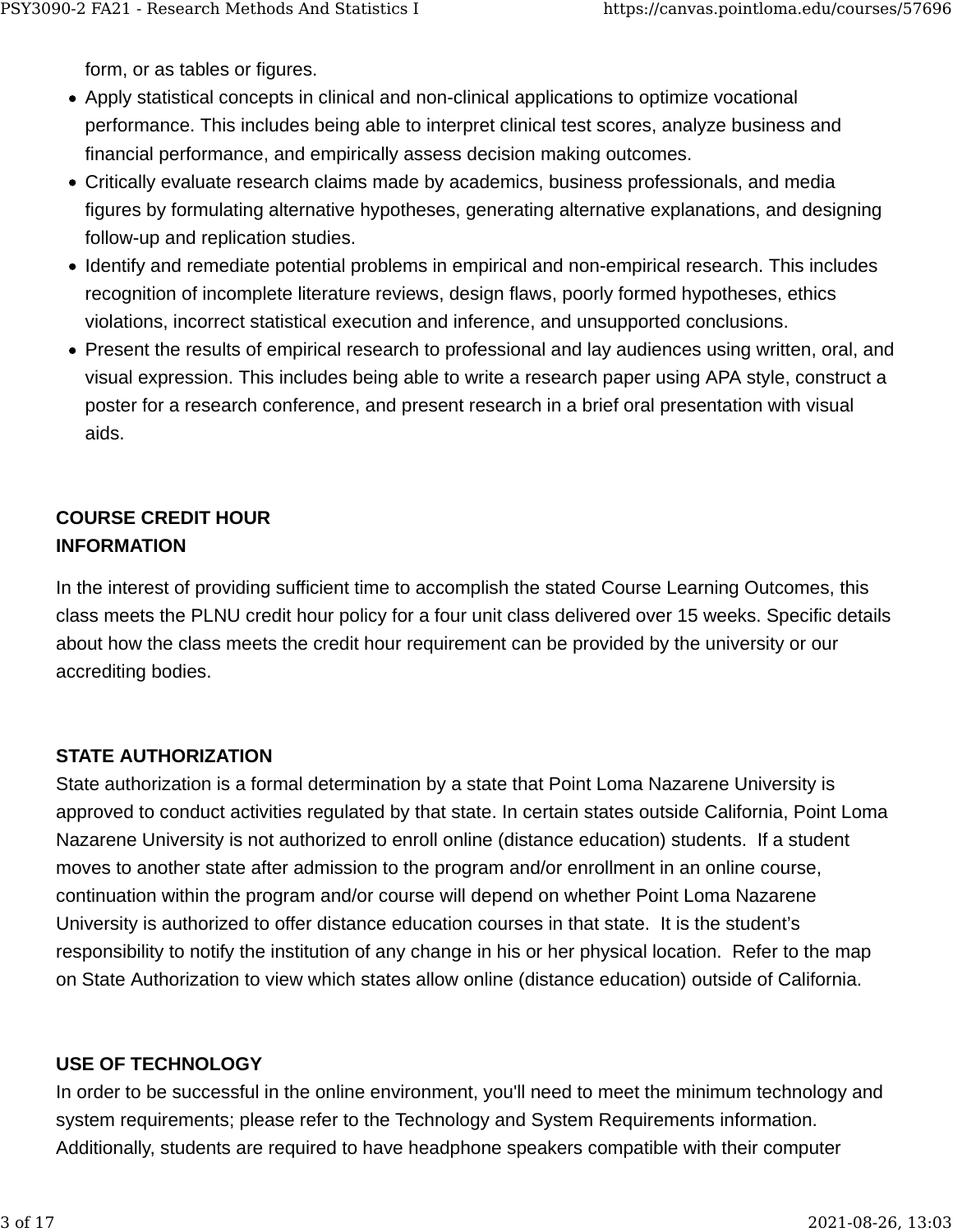form, or as tables or figures.

- Apply statistical concepts in clinical and non-clinical applications to optimize vocational performance. This includes being able to interpret clinical test scores, analyze business and financial performance, and empirically assess decision making outcomes.
- Critically evaluate research claims made by academics, business professionals, and media figures by formulating alternative hypotheses, generating alternative explanations, and designing follow-up and replication studies.
- Identify and remediate potential problems in empirical and non-empirical research. This includes recognition of incomplete literature reviews, design flaws, poorly formed hypotheses, ethics violations, incorrect statistical execution and inference, and unsupported conclusions.
- Present the results of empirical research to professional and lay audiences using written, oral, and visual expression. This includes being able to write a research paper using APA style, construct a poster for a research conference, and present research in a brief oral presentation with visual aids.

## COURSE CREDIT HOUR INFORMATION

In the interest of providing sufficient time to accomplish the stated Course Learning Outcomes, this class meets the PLNU credit hour policy for a four unit class delivered over 15 weeks. Specific details about how the class meets the credit hour requirement can be provided by the university or our accrediting bodies.

## STATE AUTHORIZATION

State authorization is a formal determination by a state that Point Loma Nazarene University is approved to conduct activities regulated by that state. In certain states outside California, Point Loma Nazarene University is not authorized to enroll online (distance education) students. If a student moves to another state after admission to the program and/or enrollment in an online course, continuation within the program and/or course will depend on whether Point Loma Nazarene University is authorized to offer distance education courses in that state. It is the student's responsibility to notify the institution of any change in his or her physical location. Refer to the map on State Authorization to view which states allow online (distance education) outside of California.

## USE OF TECHNOLOGY

In order to be successful in the online environment, you'll need to meet the minimum technology and system requirements; please refer to the Technology and System Requirements information. Additionally, students are required to have headphone speakers compatible with their computer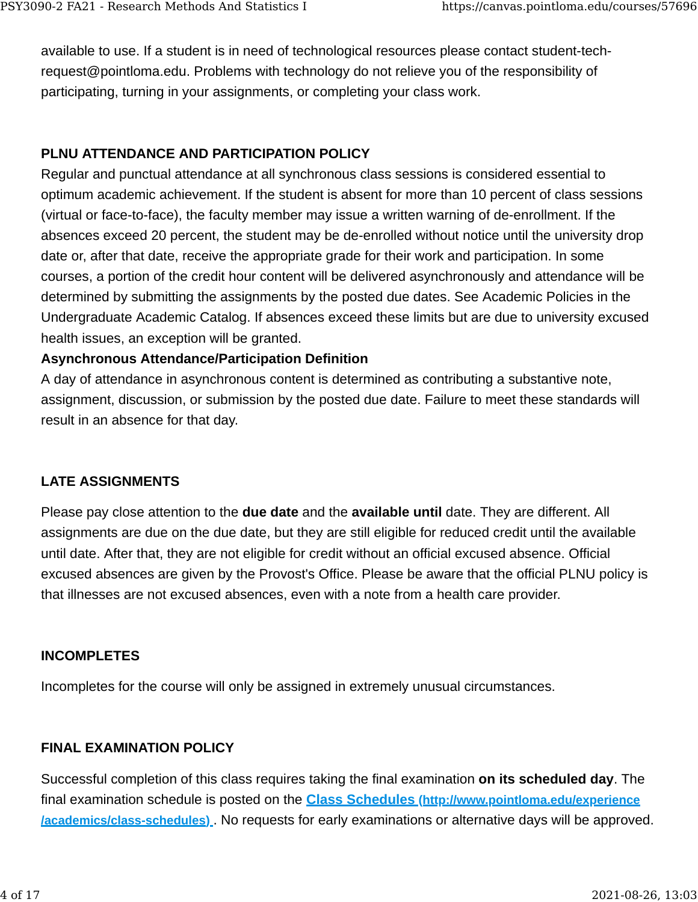available to use. If a student is in need of technological resources please contact student-tech-request@pointloma.edu. Problems with technology do not relieve you of the responsibility of participating, turning in your assignments, or completing your class work.

## PLNU ATTENDANCE AND PARTICIPATION POLICY

Regular and punctual attendance at all synchronous class sessions is considered essential to optimum academic achievement. If the student is absent for more than 10 percent of class sessions (virtual or face-to-face), the faculty member may issue a written warning of de-enrollment. If the absences exceed 20 percent, the student may be de-enrolled without notice until the university drop date or, after that date, receive the appropriate grade for their work and participation. In some courses, a portion of the credit hour content will be delivered asynchronously and attendance will be determined by submitting the assignments by the posted due dates. See Academic Policies in the Undergraduate Academic Catalog. If absences exceed these limits but are due to university excused health issues, an exception will be granted.

### Asynchronous Attendance/Participation Definition

A day of attendance in asynchronous content is determined as contributing a substantive note, assignment, discussion, or submission by the posted due date. Failure to meet these standards will result in an absence for that day.

## LATE ASSIGNMENTS

Please pay close attention to the **due date** and the **available until** date. They are different. All assignments are due on the due date, but they are still eligible for reduced credit until the available until date. After that, they are not eligible for credit without an official excused absence. Official excused absences are given by the Provost's Office. Please be aware that the official PLNU policy is that illnesses are not excused absences, even with a note from a health care provider.

## INCOMPLETES

Incompletes for the course will only be assigned in extremely unusual circumstances.

## FINAL EXAMINATION POLICY

Successful completion of this class requires taking the final examination **on its scheduled day**. The final examination schedule is posted on the [Class Schedules (http://www.pointloma.edu/experience/academics/class-schedules)](http://www.pointloma.edu/experience/academics/class-schedules). No requests for early examinations or alternative days will be approved.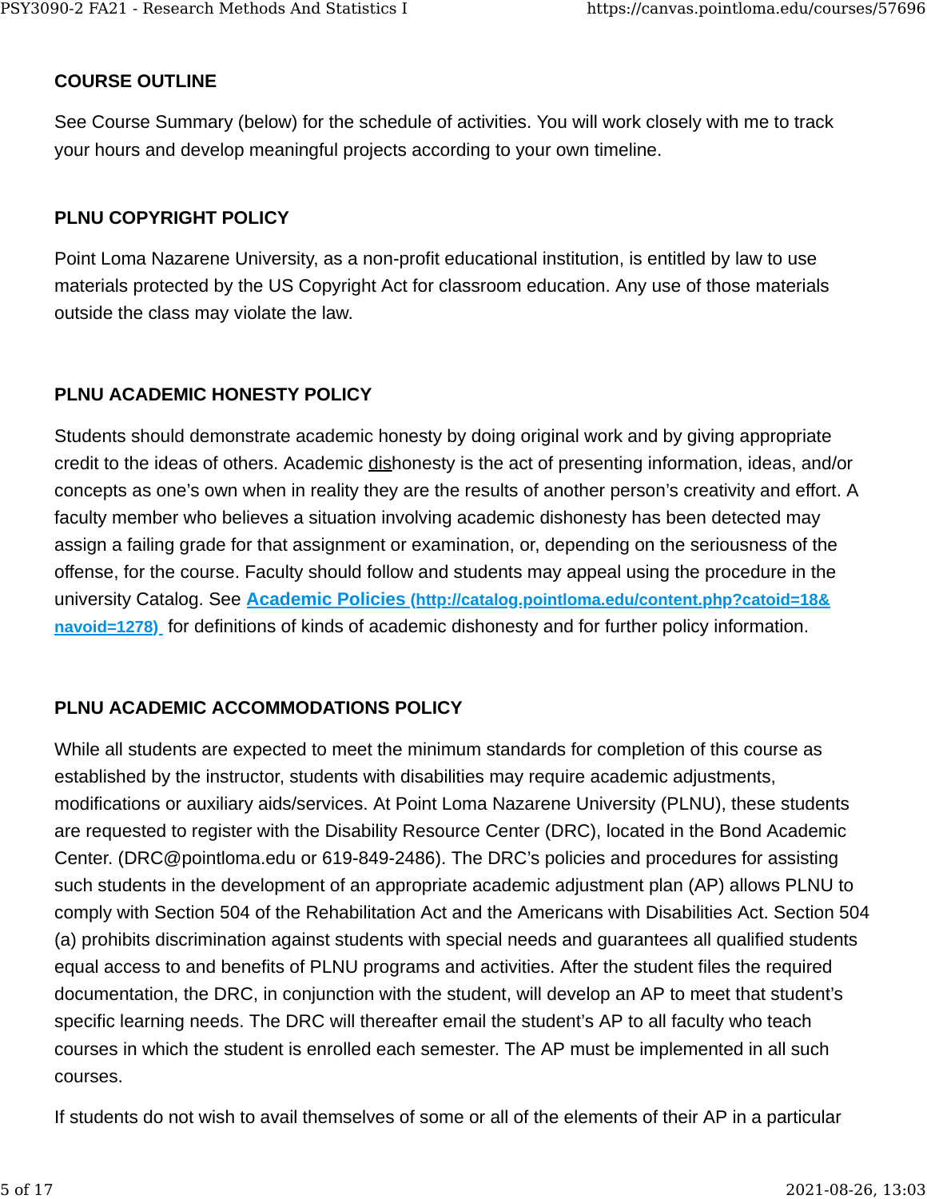### COURSE OUTLINE

See Course Summary (below) for the schedule of activities. You will work closely with me to track your hours and develop meaningful projects according to your own timeline.

### PLNU COPYRIGHT POLICY

Point Loma Nazarene University, as a non-profit educational institution, is entitled by law to use materials protected by the US Copyright Act for classroom education. Any use of those materials outside the class may violate the law.

### PLNU ACADEMIC HONESTY POLICY

Students should demonstrate academic honesty by doing original work and by giving appropriate credit to the ideas of others. Academic <u>dis</u>honesty is the act of presenting information, ideas, and/or concepts as one's own when in reality they are the results of another person's creativity and effort. A faculty member who believes a situation involving academic dishonesty has been detected may assign a failing grade for that assignment or examination, or, depending on the seriousness of the offense, for the course. Faculty should follow and students may appeal using the procedure in the university Catalog. See [Academic Policies (http://catalog.pointloma.edu/content.php?catoid=18&navoid=1278)](http://catalog.pointloma.edu/content.php?catoid=18&navoid=1278) for definitions of kinds of academic dishonesty and for further policy information.

### PLNU ACADEMIC ACCOMMODATIONS POLICY

While all students are expected to meet the minimum standards for completion of this course as established by the instructor, students with disabilities may require academic adjustments, modifications or auxiliary aids/services. At Point Loma Nazarene University (PLNU), these students are requested to register with the Disability Resource Center (DRC), located in the Bond Academic Center. (DRC@pointloma.edu or 619-849-2486). The DRC's policies and procedures for assisting such students in the development of an appropriate academic adjustment plan (AP) allows PLNU to comply with Section 504 of the Rehabilitation Act and the Americans with Disabilities Act. Section 504 (a) prohibits discrimination against students with special needs and guarantees all qualified students equal access to and benefits of PLNU programs and activities. After the student files the required documentation, the DRC, in conjunction with the student, will develop an AP to meet that student's specific learning needs. The DRC will thereafter email the student's AP to all faculty who teach courses in which the student is enrolled each semester. The AP must be implemented in all such courses.

If students do not wish to avail themselves of some or all of the elements of their AP in a particular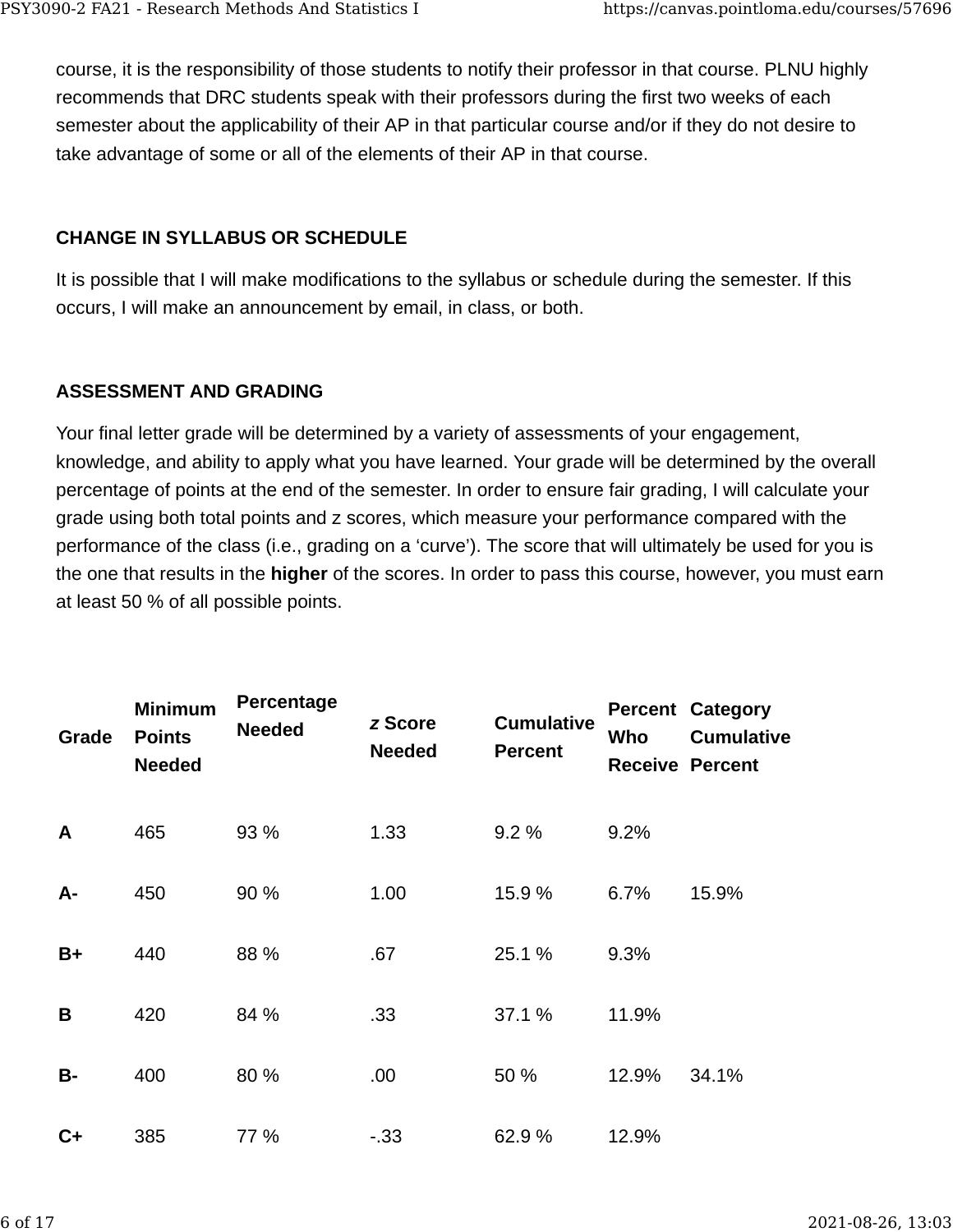course, it is the responsibility of those students to notify their professor in that course. PLNU highly recommends that DRC students speak with their professors during the first two weeks of each semester about the applicability of their AP in that particular course and/or if they do not desire to take advantage of some or all of the elements of their AP in that course.

## CHANGE IN SYLLABUS OR SCHEDULE

It is possible that I will make modifications to the syllabus or schedule during the semester. If this occurs, I will make an announcement by email, in class, or both.

## ASSESSMENT AND GRADING

Your final letter grade will be determined by a variety of assessments of your engagement, knowledge, and ability to apply what you have learned. Your grade will be determined by the overall percentage of points at the end of the semester. In order to ensure fair grading, I will calculate your grade using both total points and z scores, which measure your performance compared with the performance of the class (i.e., grading on a 'curve'). The score that will ultimately be used for you is the one that results in the **higher** of the scores. In order to pass this course, however, you must earn at least 50 % of all possible points.

| Grade | Minimum Points Needed | Percentage Needed | *z* Score Needed | Cumulative Percent | Percent Who Receive | Category Cumulative Percent |
|---|---|---|---|---|---|---|
| **A** | 465 | 93 % | 1.33 | 9.2 % | 9.2% | |
| **A-** | 450 | 90 % | 1.00 | 15.9 % | 6.7% | 15.9% |
| **B+** | 440 | 88 % | .67 | 25.1 % | 9.3% | |
| **B** | 420 | 84 % | .33 | 37.1 % | 11.9% | |
| **B-** | 400 | 80 % | .00 | 50 % | 12.9% | 34.1% |
| **C+** | 385 | 77 % | -.33 | 62.9 % | 12.9% | |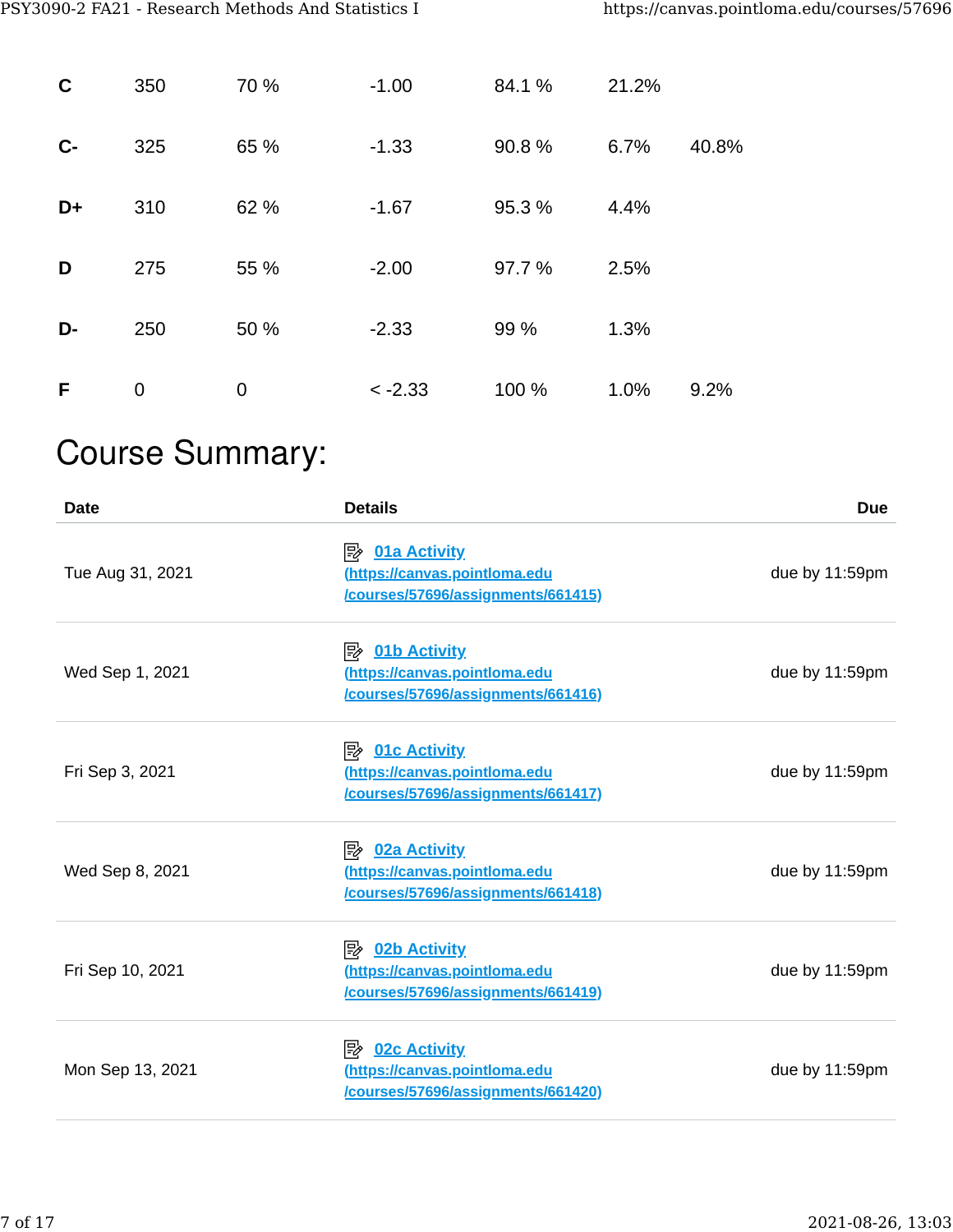| | | | | | | |
|---|---|---|---|---|---|---|
| **C** | 350 | 70 % | -1.00 | 84.1 % | 21.2% | |
| **C-** | 325 | 65 % | -1.33 | 90.8 % | 6.7% | 40.8% |
| **D+** | 310 | 62 % | -1.67 | 95.3 % | 4.4% | |
| **D** | 275 | 55 % | -2.00 | 97.7 % | 2.5% | |
| **D-** | 250 | 50 % | -2.33 | 99 % | 1.3% | |
| **F** | 0 | 0 | < -2.33 | 100 % | 1.0% | 9.2% |

# Course Summary:

| Date | Details | Due |
|---|---|---|
| Tue Aug 31, 2021 | [01a Activity](https://canvas.pointloma.edu/courses/57696/assignments/661415) (https://canvas.pointloma.edu/courses/57696/assignments/661415) | due by 11:59pm |
| Wed Sep 1, 2021 | [01b Activity](https://canvas.pointloma.edu/courses/57696/assignments/661416) (https://canvas.pointloma.edu/courses/57696/assignments/661416) | due by 11:59pm |
| Fri Sep 3, 2021 | [01c Activity](https://canvas.pointloma.edu/courses/57696/assignments/661417) (https://canvas.pointloma.edu/courses/57696/assignments/661417) | due by 11:59pm |
| Wed Sep 8, 2021 | [02a Activity](https://canvas.pointloma.edu/courses/57696/assignments/661418) (https://canvas.pointloma.edu/courses/57696/assignments/661418) | due by 11:59pm |
| Fri Sep 10, 2021 | [02b Activity](https://canvas.pointloma.edu/courses/57696/assignments/661419) (https://canvas.pointloma.edu/courses/57696/assignments/661419) | due by 11:59pm |
| Mon Sep 13, 2021 | [02c Activity](https://canvas.pointloma.edu/courses/57696/assignments/661420) (https://canvas.pointloma.edu/courses/57696/assignments/661420) | due by 11:59pm |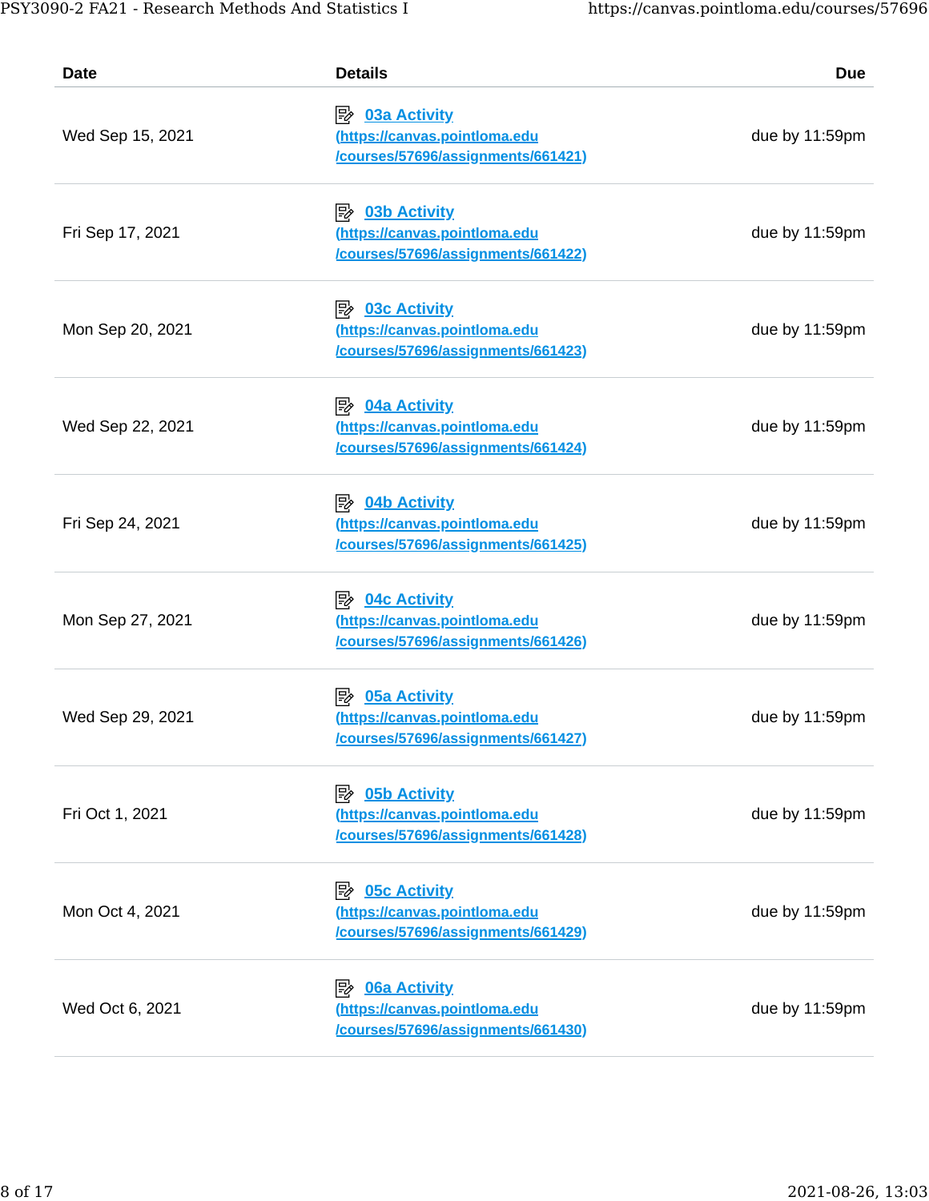| Date | Details | Due |
|---|---|---|
| Wed Sep 15, 2021 | 03a Activity (https://canvas.pointloma.edu/courses/57696/assignments/661421) | due by 11:59pm |
| Fri Sep 17, 2021 | 03b Activity (https://canvas.pointloma.edu/courses/57696/assignments/661422) | due by 11:59pm |
| Mon Sep 20, 2021 | 03c Activity (https://canvas.pointloma.edu/courses/57696/assignments/661423) | due by 11:59pm |
| Wed Sep 22, 2021 | 04a Activity (https://canvas.pointloma.edu/courses/57696/assignments/661424) | due by 11:59pm |
| Fri Sep 24, 2021 | 04b Activity (https://canvas.pointloma.edu/courses/57696/assignments/661425) | due by 11:59pm |
| Mon Sep 27, 2021 | 04c Activity (https://canvas.pointloma.edu/courses/57696/assignments/661426) | due by 11:59pm |
| Wed Sep 29, 2021 | 05a Activity (https://canvas.pointloma.edu/courses/57696/assignments/661427) | due by 11:59pm |
| Fri Oct 1, 2021 | 05b Activity (https://canvas.pointloma.edu/courses/57696/assignments/661428) | due by 11:59pm |
| Mon Oct 4, 2021 | 05c Activity (https://canvas.pointloma.edu/courses/57696/assignments/661429) | due by 11:59pm |
| Wed Oct 6, 2021 | 06a Activity (https://canvas.pointloma.edu/courses/57696/assignments/661430) | due by 11:59pm |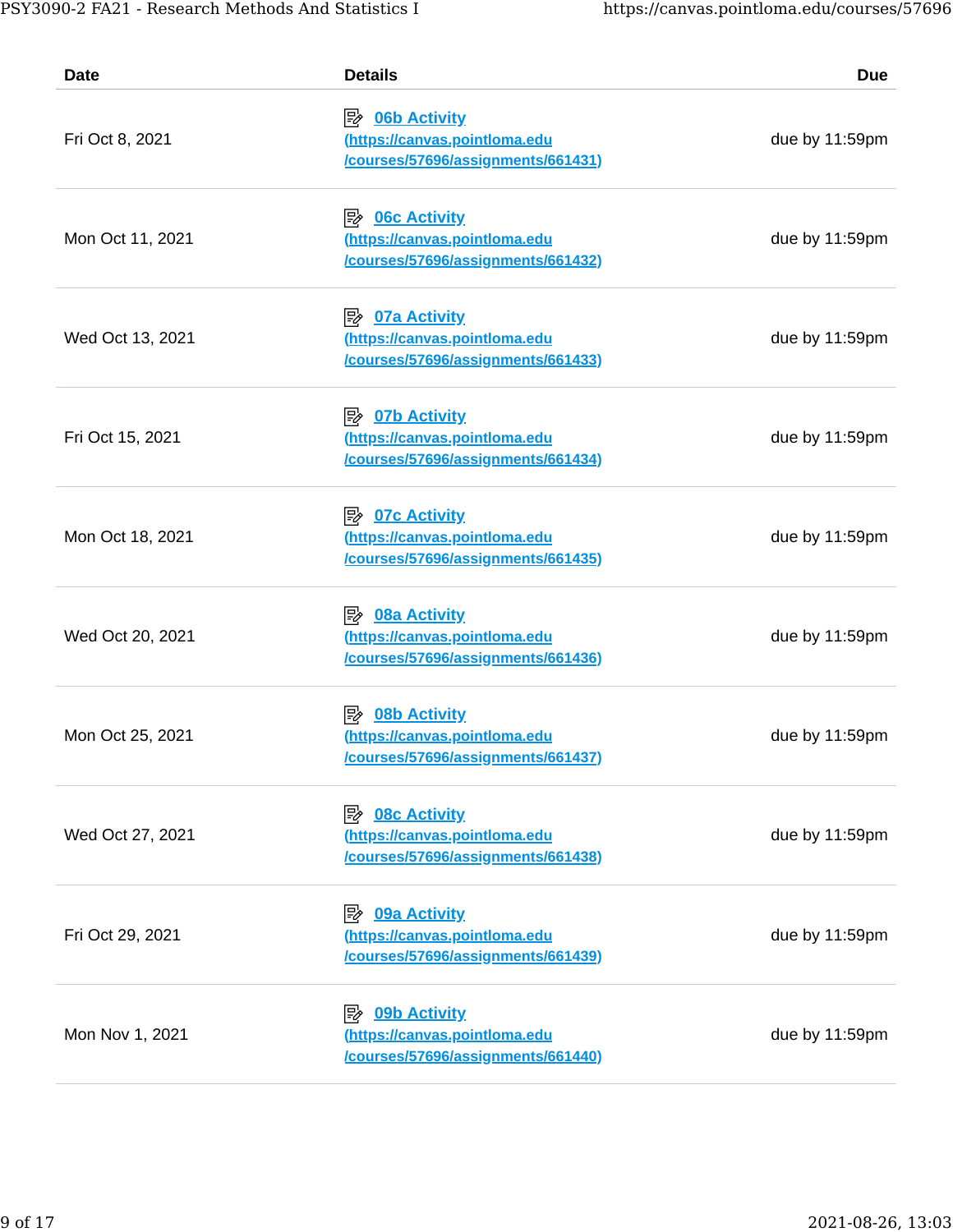| Date | Details | Due |
| --- | --- | --- |
| Fri Oct 8, 2021 | 06b Activity (https://canvas.pointloma.edu/courses/57696/assignments/661431) | due by 11:59pm |
| Mon Oct 11, 2021 | 06c Activity (https://canvas.pointloma.edu/courses/57696/assignments/661432) | due by 11:59pm |
| Wed Oct 13, 2021 | 07a Activity (https://canvas.pointloma.edu/courses/57696/assignments/661433) | due by 11:59pm |
| Fri Oct 15, 2021 | 07b Activity (https://canvas.pointloma.edu/courses/57696/assignments/661434) | due by 11:59pm |
| Mon Oct 18, 2021 | 07c Activity (https://canvas.pointloma.edu/courses/57696/assignments/661435) | due by 11:59pm |
| Wed Oct 20, 2021 | 08a Activity (https://canvas.pointloma.edu/courses/57696/assignments/661436) | due by 11:59pm |
| Mon Oct 25, 2021 | 08b Activity (https://canvas.pointloma.edu/courses/57696/assignments/661437) | due by 11:59pm |
| Wed Oct 27, 2021 | 08c Activity (https://canvas.pointloma.edu/courses/57696/assignments/661438) | due by 11:59pm |
| Fri Oct 29, 2021 | 09a Activity (https://canvas.pointloma.edu/courses/57696/assignments/661439) | due by 11:59pm |
| Mon Nov 1, 2021 | 09b Activity (https://canvas.pointloma.edu/courses/57696/assignments/661440) | due by 11:59pm |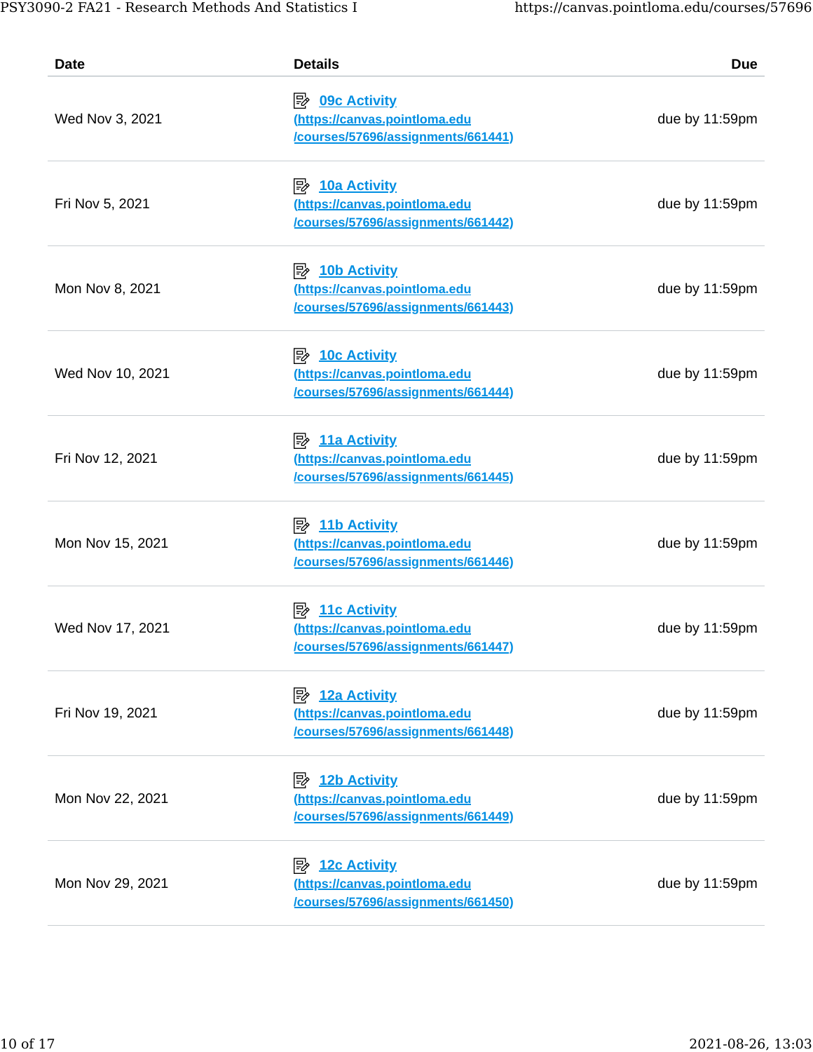| Date | Details | Due |
|---|---|---|
| Wed Nov 3, 2021 | 09c Activity (https://canvas.pointloma.edu/courses/57696/assignments/661441) | due by 11:59pm |
| Fri Nov 5, 2021 | 10a Activity (https://canvas.pointloma.edu/courses/57696/assignments/661442) | due by 11:59pm |
| Mon Nov 8, 2021 | 10b Activity (https://canvas.pointloma.edu/courses/57696/assignments/661443) | due by 11:59pm |
| Wed Nov 10, 2021 | 10c Activity (https://canvas.pointloma.edu/courses/57696/assignments/661444) | due by 11:59pm |
| Fri Nov 12, 2021 | 11a Activity (https://canvas.pointloma.edu/courses/57696/assignments/661445) | due by 11:59pm |
| Mon Nov 15, 2021 | 11b Activity (https://canvas.pointloma.edu/courses/57696/assignments/661446) | due by 11:59pm |
| Wed Nov 17, 2021 | 11c Activity (https://canvas.pointloma.edu/courses/57696/assignments/661447) | due by 11:59pm |
| Fri Nov 19, 2021 | 12a Activity (https://canvas.pointloma.edu/courses/57696/assignments/661448) | due by 11:59pm |
| Mon Nov 22, 2021 | 12b Activity (https://canvas.pointloma.edu/courses/57696/assignments/661449) | due by 11:59pm |
| Mon Nov 29, 2021 | 12c Activity (https://canvas.pointloma.edu/courses/57696/assignments/661450) | due by 11:59pm |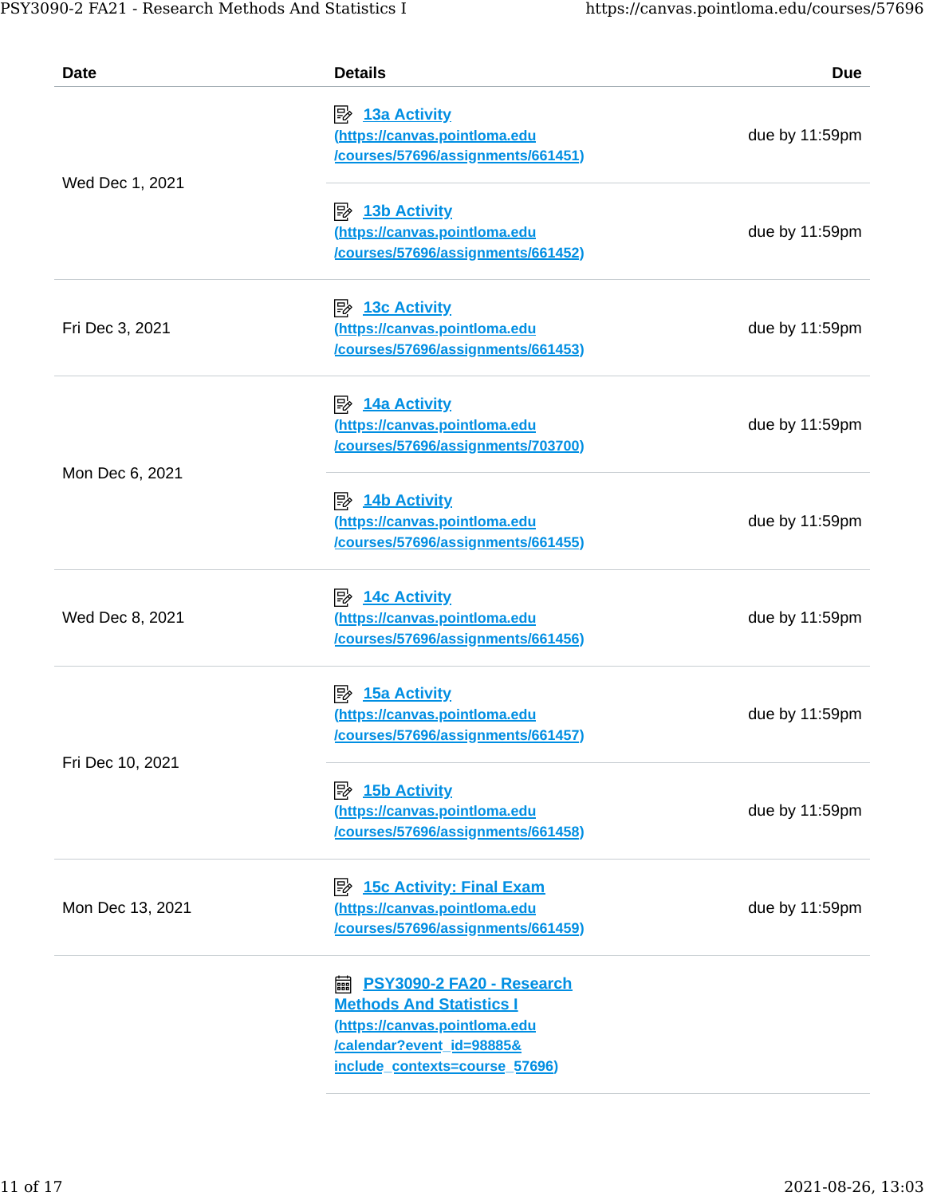| Date | Details | Due |
| --- | --- | --- |
| Wed Dec 1, 2021 | [13a Activity](https://canvas.pointloma.edu/courses/57696/assignments/661451) (https://canvas.pointloma.edu/courses/57696/assignments/661451) | due by 11:59pm |
| | [13b Activity](https://canvas.pointloma.edu/courses/57696/assignments/661452) (https://canvas.pointloma.edu/courses/57696/assignments/661452) | due by 11:59pm |
| Fri Dec 3, 2021 | [13c Activity](https://canvas.pointloma.edu/courses/57696/assignments/661453) (https://canvas.pointloma.edu/courses/57696/assignments/661453) | due by 11:59pm |
| Mon Dec 6, 2021 | [14a Activity](https://canvas.pointloma.edu/courses/57696/assignments/703700) (https://canvas.pointloma.edu/courses/57696/assignments/703700) | due by 11:59pm |
| | [14b Activity](https://canvas.pointloma.edu/courses/57696/assignments/661455) (https://canvas.pointloma.edu/courses/57696/assignments/661455) | due by 11:59pm |
| Wed Dec 8, 2021 | [14c Activity](https://canvas.pointloma.edu/courses/57696/assignments/661456) (https://canvas.pointloma.edu/courses/57696/assignments/661456) | due by 11:59pm |
| Fri Dec 10, 2021 | [15a Activity](https://canvas.pointloma.edu/courses/57696/assignments/661457) (https://canvas.pointloma.edu/courses/57696/assignments/661457) | due by 11:59pm |
| | [15b Activity](https://canvas.pointloma.edu/courses/57696/assignments/661458) (https://canvas.pointloma.edu/courses/57696/assignments/661458) | due by 11:59pm |
| Mon Dec 13, 2021 | [15c Activity: Final Exam](https://canvas.pointloma.edu/courses/57696/assignments/661459) (https://canvas.pointloma.edu/courses/57696/assignments/661459) | due by 11:59pm |
| | [PSY3090-2 FA20 - Research Methods And Statistics I](https://canvas.pointloma.edu/calendar?event_id=98885&include_contexts=course_57696) (https://canvas.pointloma.edu/calendar?event_id=98885&include_contexts=course_57696) | |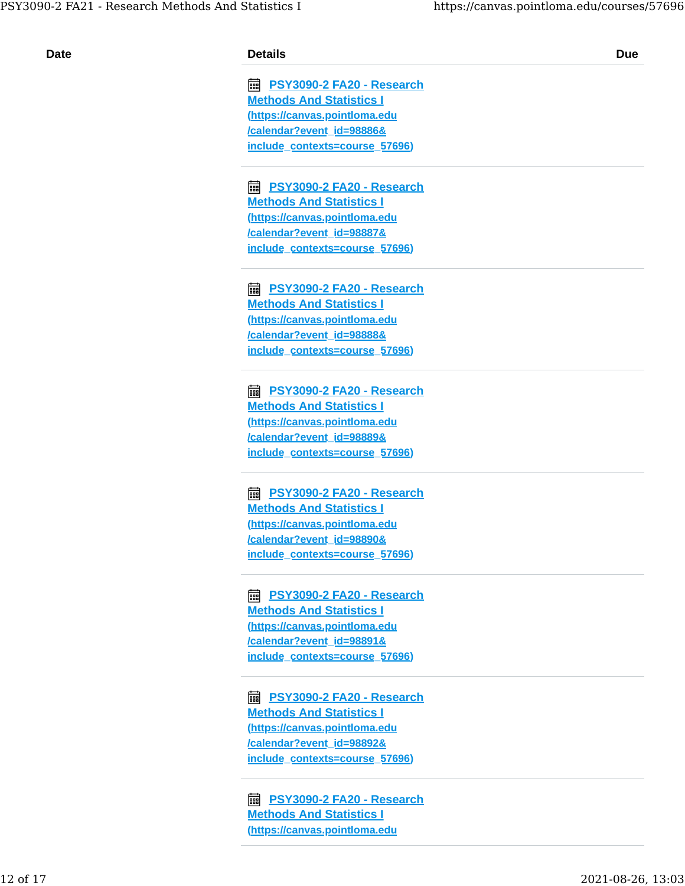| Date | Details | Due |
| --- | --- | --- |
| | PSY3090-2 FA20 - Research Methods And Statistics I (https://canvas.pointloma.edu/calendar?event_id=98886&include_contexts=course_57696) | |
| | PSY3090-2 FA20 - Research Methods And Statistics I (https://canvas.pointloma.edu/calendar?event_id=98887&include_contexts=course_57696) | |
| | PSY3090-2 FA20 - Research Methods And Statistics I (https://canvas.pointloma.edu/calendar?event_id=98888&include_contexts=course_57696) | |
| | PSY3090-2 FA20 - Research Methods And Statistics I (https://canvas.pointloma.edu/calendar?event_id=98889&include_contexts=course_57696) | |
| | PSY3090-2 FA20 - Research Methods And Statistics I (https://canvas.pointloma.edu/calendar?event_id=98890&include_contexts=course_57696) | |
| | PSY3090-2 FA20 - Research Methods And Statistics I (https://canvas.pointloma.edu/calendar?event_id=98891&include_contexts=course_57696) | |
| | PSY3090-2 FA20 - Research Methods And Statistics I (https://canvas.pointloma.edu/calendar?event_id=98892&include_contexts=course_57696) | |
| | PSY3090-2 FA20 - Research Methods And Statistics I (https://canvas.pointloma.edu | |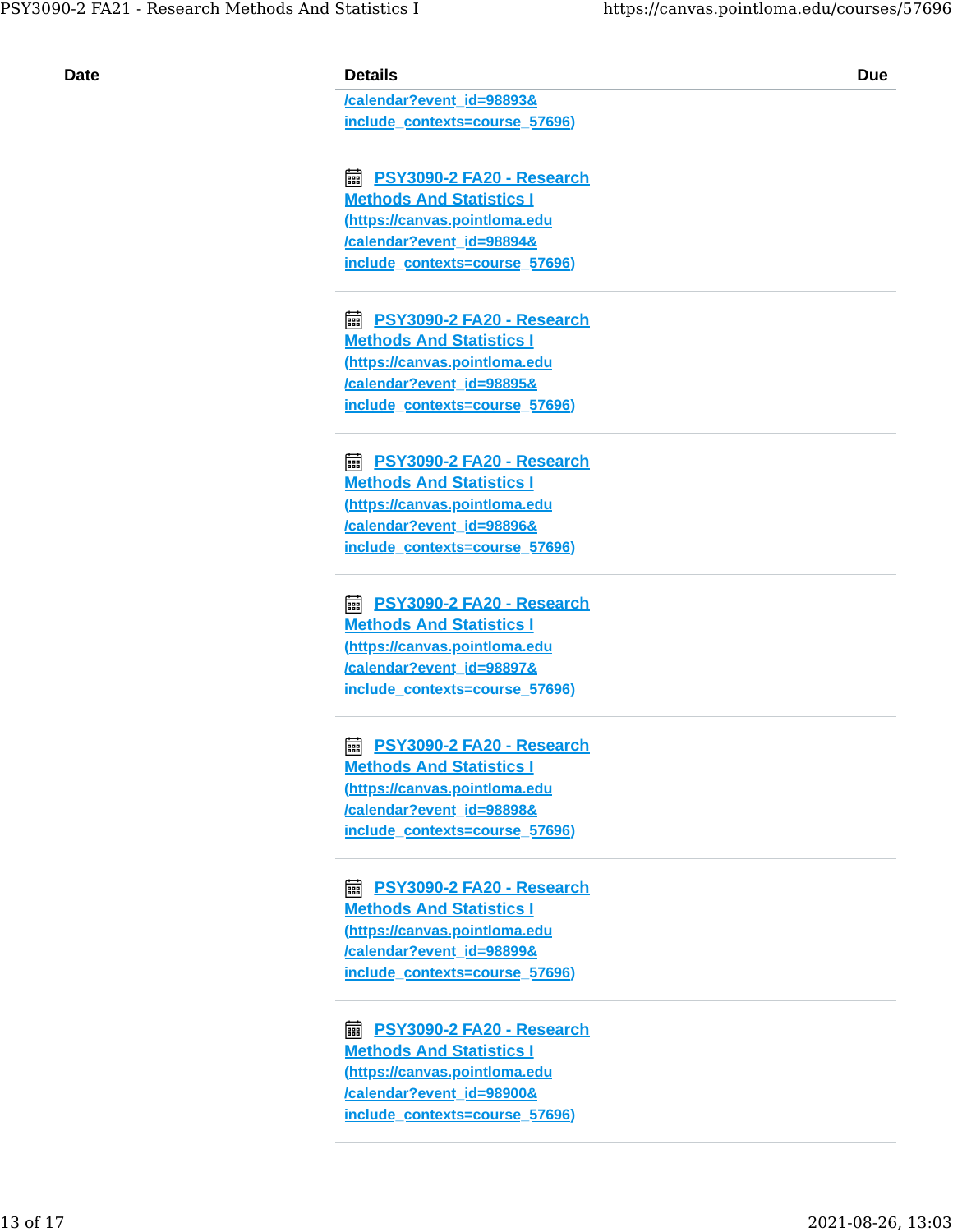| Date | Details | Due |
| --- | --- | --- |
| | /calendar?event_id=98893&include_contexts=course_57696) | |
| | PSY3090-2 FA20 - Research Methods And Statistics I (https://canvas.pointloma.edu/calendar?event_id=98894&include_contexts=course_57696) | |
| | PSY3090-2 FA20 - Research Methods And Statistics I (https://canvas.pointloma.edu/calendar?event_id=98895&include_contexts=course_57696) | |
| | PSY3090-2 FA20 - Research Methods And Statistics I (https://canvas.pointloma.edu/calendar?event_id=98896&include_contexts=course_57696) | |
| | PSY3090-2 FA20 - Research Methods And Statistics I (https://canvas.pointloma.edu/calendar?event_id=98897&include_contexts=course_57696) | |
| | PSY3090-2 FA20 - Research Methods And Statistics I (https://canvas.pointloma.edu/calendar?event_id=98898&include_contexts=course_57696) | |
| | PSY3090-2 FA20 - Research Methods And Statistics I (https://canvas.pointloma.edu/calendar?event_id=98899&include_contexts=course_57696) | |
| | PSY3090-2 FA20 - Research Methods And Statistics I (https://canvas.pointloma.edu/calendar?event_id=98900&include_contexts=course_57696) | |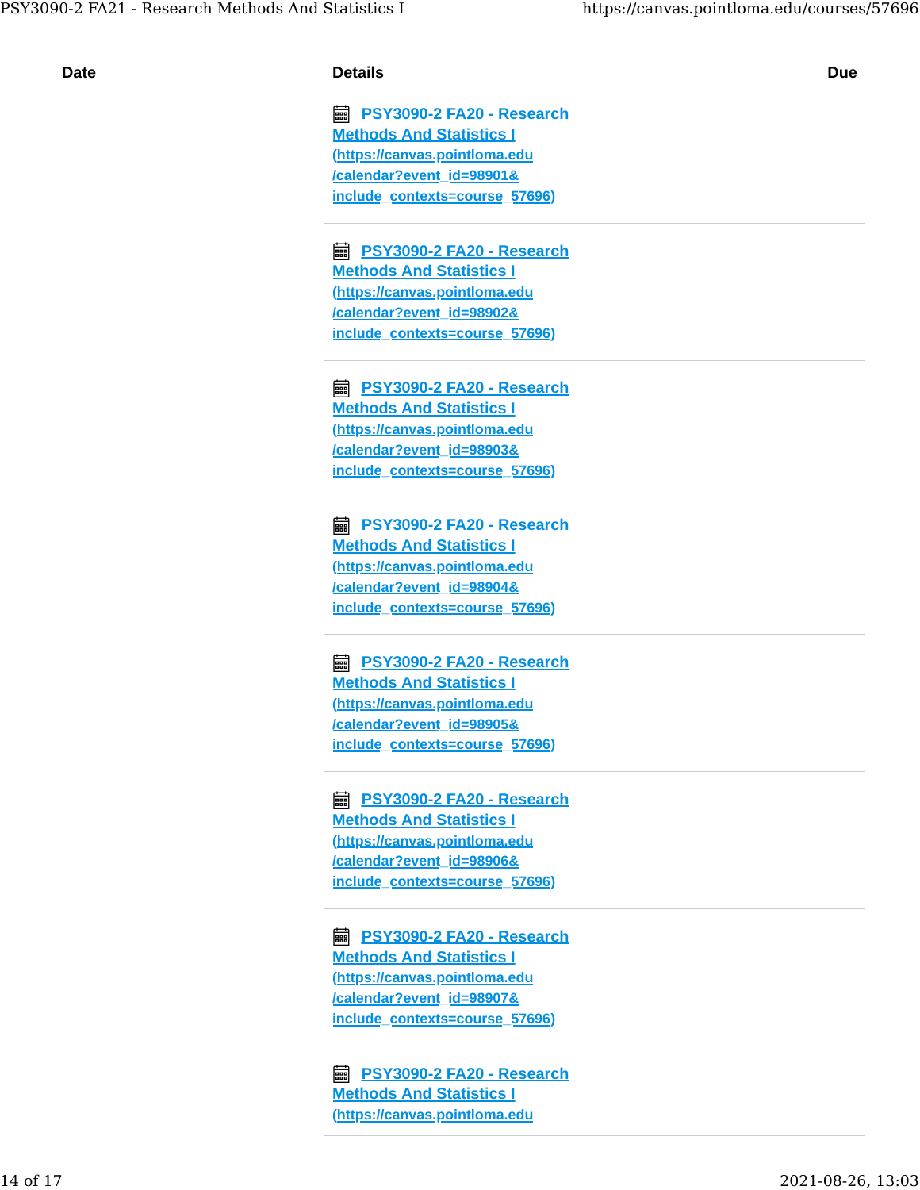| Date | Details | Due |
| --- | --- | --- |
| | PSY3090-2 FA20 - Research Methods And Statistics I (https://canvas.pointloma.edu/calendar?event_id=98901&include_contexts=course_57696) | |
| | PSY3090-2 FA20 - Research Methods And Statistics I (https://canvas.pointloma.edu/calendar?event_id=98902&include_contexts=course_57696) | |
| | PSY3090-2 FA20 - Research Methods And Statistics I (https://canvas.pointloma.edu/calendar?event_id=98903&include_contexts=course_57696) | |
| | PSY3090-2 FA20 - Research Methods And Statistics I (https://canvas.pointloma.edu/calendar?event_id=98904&include_contexts=course_57696) | |
| | PSY3090-2 FA20 - Research Methods And Statistics I (https://canvas.pointloma.edu/calendar?event_id=98905&include_contexts=course_57696) | |
| | PSY3090-2 FA20 - Research Methods And Statistics I (https://canvas.pointloma.edu/calendar?event_id=98906&include_contexts=course_57696) | |
| | PSY3090-2 FA20 - Research Methods And Statistics I (https://canvas.pointloma.edu/calendar?event_id=98907&include_contexts=course_57696) | |
| | PSY3090-2 FA20 - Research Methods And Statistics I (https://canvas.pointloma.edu | |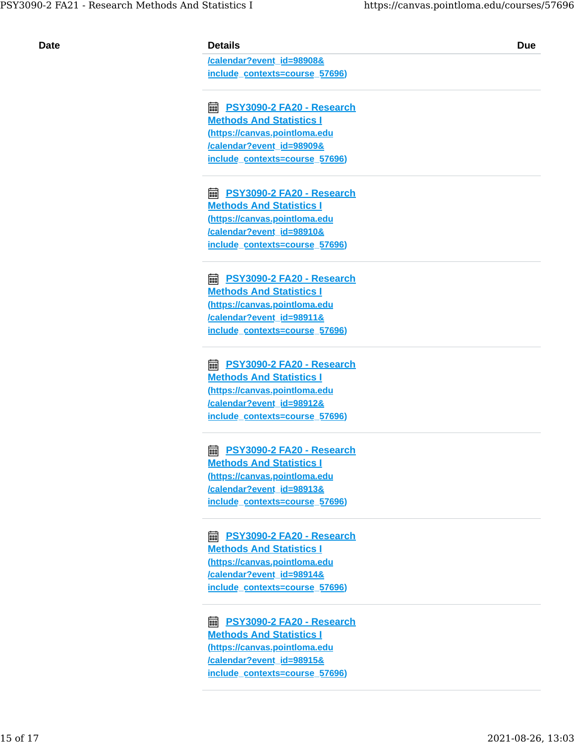| Date | Details | Due |
| --- | --- | --- |
| | /calendar?event_id=98908&include_contexts=course_57696) | |
| | PSY3090-2 FA20 - Research Methods And Statistics I (https://canvas.pointloma.edu/calendar?event_id=98909&include_contexts=course_57696) | |
| | PSY3090-2 FA20 - Research Methods And Statistics I (https://canvas.pointloma.edu/calendar?event_id=98910&include_contexts=course_57696) | |
| | PSY3090-2 FA20 - Research Methods And Statistics I (https://canvas.pointloma.edu/calendar?event_id=98911&include_contexts=course_57696) | |
| | PSY3090-2 FA20 - Research Methods And Statistics I (https://canvas.pointloma.edu/calendar?event_id=98912&include_contexts=course_57696) | |
| | PSY3090-2 FA20 - Research Methods And Statistics I (https://canvas.pointloma.edu/calendar?event_id=98913&include_contexts=course_57696) | |
| | PSY3090-2 FA20 - Research Methods And Statistics I (https://canvas.pointloma.edu/calendar?event_id=98914&include_contexts=course_57696) | |
| | PSY3090-2 FA20 - Research Methods And Statistics I (https://canvas.pointloma.edu/calendar?event_id=98915&include_contexts=course_57696) | |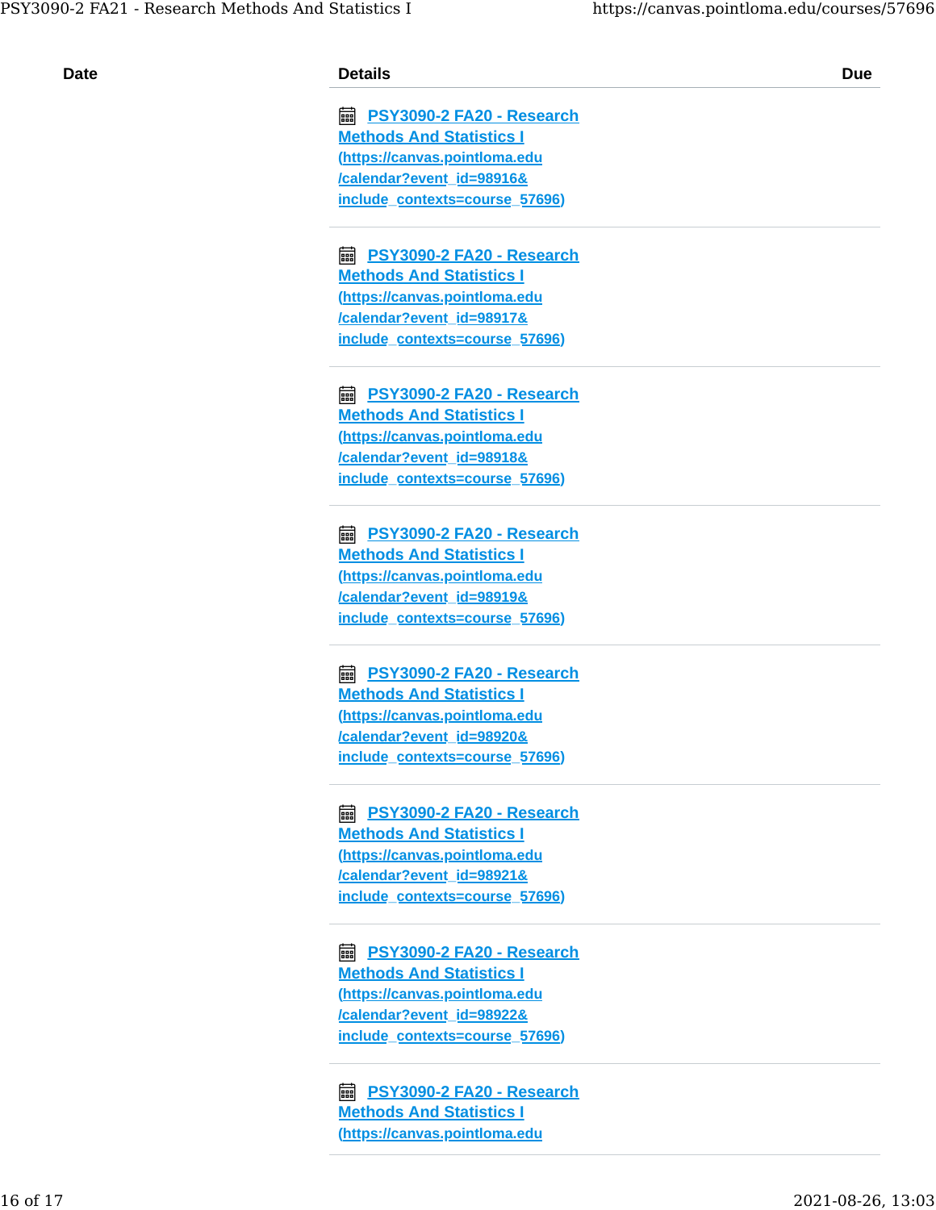| Date | Details | Due |
| --- | --- | --- |
| | PSY3090-2 FA20 - Research Methods And Statistics I (https://canvas.pointloma.edu/calendar?event_id=98916&include_contexts=course_57696) | |
| | PSY3090-2 FA20 - Research Methods And Statistics I (https://canvas.pointloma.edu/calendar?event_id=98917&include_contexts=course_57696) | |
| | PSY3090-2 FA20 - Research Methods And Statistics I (https://canvas.pointloma.edu/calendar?event_id=98918&include_contexts=course_57696) | |
| | PSY3090-2 FA20 - Research Methods And Statistics I (https://canvas.pointloma.edu/calendar?event_id=98919&include_contexts=course_57696) | |
| | PSY3090-2 FA20 - Research Methods And Statistics I (https://canvas.pointloma.edu/calendar?event_id=98920&include_contexts=course_57696) | |
| | PSY3090-2 FA20 - Research Methods And Statistics I (https://canvas.pointloma.edu/calendar?event_id=98921&include_contexts=course_57696) | |
| | PSY3090-2 FA20 - Research Methods And Statistics I (https://canvas.pointloma.edu/calendar?event_id=98922&include_contexts=course_57696) | |
| | PSY3090-2 FA20 - Research Methods And Statistics I (https://canvas.pointloma.edu | |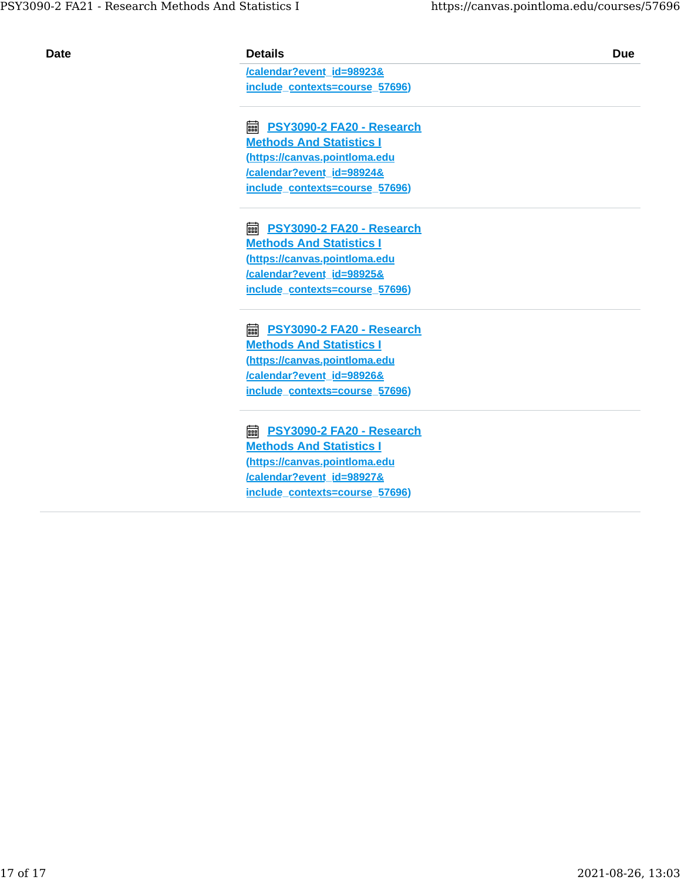| Date | Details | Due |
| --- | --- | --- |
| | /calendar?event_id=98923&include_contexts=course_57696) | |
| | PSY3090-2 FA20 - Research Methods And Statistics I (https://canvas.pointloma.edu/calendar?event_id=98924&include_contexts=course_57696) | |
| | PSY3090-2 FA20 - Research Methods And Statistics I (https://canvas.pointloma.edu/calendar?event_id=98925&include_contexts=course_57696) | |
| | PSY3090-2 FA20 - Research Methods And Statistics I (https://canvas.pointloma.edu/calendar?event_id=98926&include_contexts=course_57696) | |
| | PSY3090-2 FA20 - Research Methods And Statistics I (https://canvas.pointloma.edu/calendar?event_id=98927&include_contexts=course_57696) | |